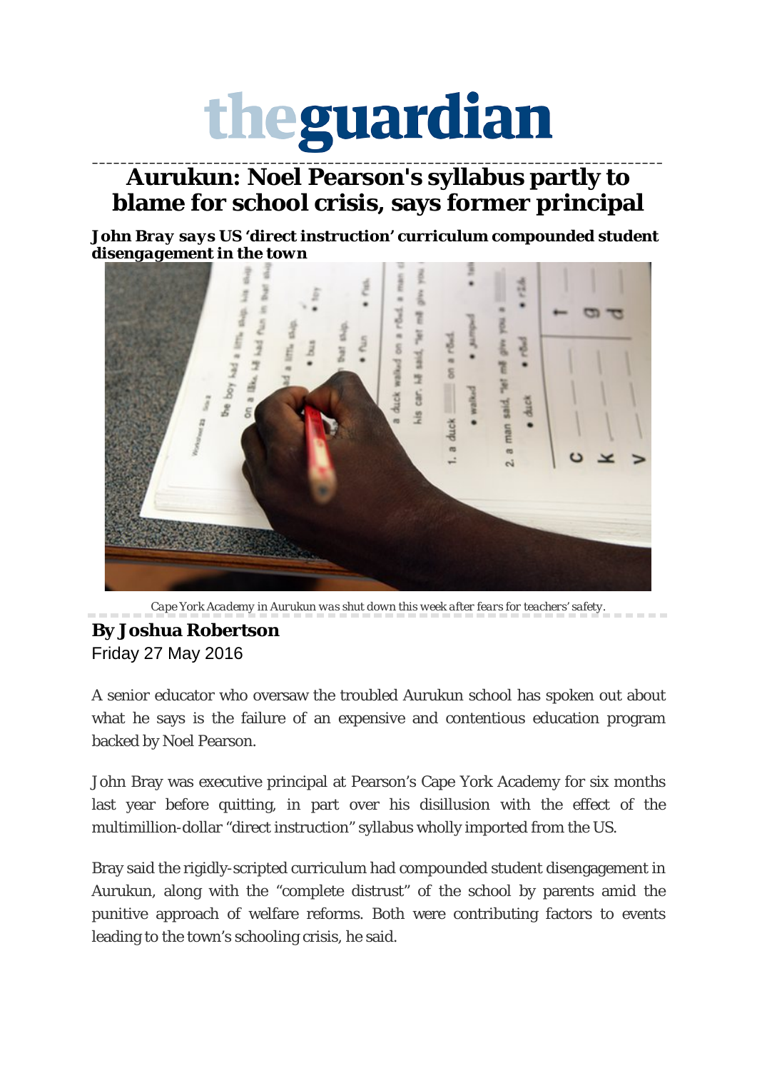# theguardian

## Aurukun: Noel Pearson's syllabus partly to blame for school crisis, says former principal

***John Bray says US 'direct instruction' curriculum compounded student disengagement in the town***

*Cape York Academy in Aurukun was shut down this week after fears for teachers' safety.*

**By Joshua Robertson**
Friday 27 May 2016

A senior educator who oversaw the troubled Aurukun school has spoken out about what he says is the failure of an expensive and contentious education program backed by Noel Pearson.

John Bray was executive principal at Pearson's Cape York Academy for six months last year before quitting, in part over his disillusion with the effect of the multimillion-dollar "direct instruction" syllabus wholly imported from the US.

Bray said the rigidly-scripted curriculum had compounded student disengagement in Aurukun, along with the "complete distrust" of the school by parents amid the punitive approach of welfare reforms. Both were contributing factors to events leading to the town's schooling crisis, he said.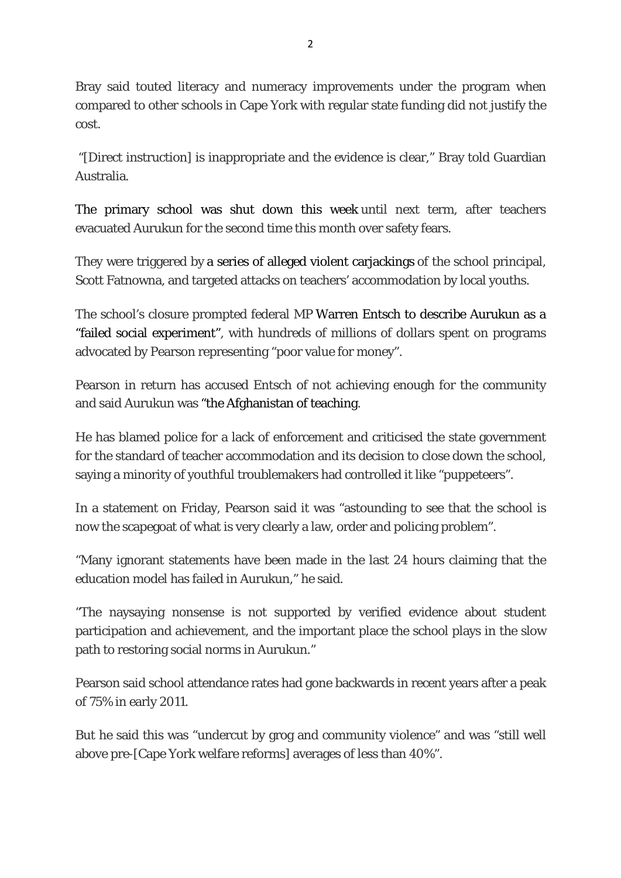Bray said touted literacy and numeracy improvements under the program when compared to other schools in Cape York with regular state funding did not justify the cost.

"[Direct instruction] is inappropriate and the evidence is clear," Bray told Guardian Australia.

The primary school was shut down this week until next term, after teachers evacuated Aurukun for the second time this month over safety fears.

They were triggered by a series of alleged violent carjackings of the school principal, Scott Fatnowna, and targeted attacks on teachers' accommodation by local youths.

The school's closure prompted federal MP Warren Entsch to describe Aurukun as a "failed social experiment", with hundreds of millions of dollars spent on programs advocated by Pearson representing "poor value for money".

Pearson in return has accused Entsch of not achieving enough for the community and said Aurukun was "the Afghanistan of teaching.

He has blamed police for a lack of enforcement and criticised the state government for the standard of teacher accommodation and its decision to close down the school, saying a minority of youthful troublemakers had controlled it like "puppeteers".

In a statement on Friday, Pearson said it was "astounding to see that the school is now the scapegoat of what is very clearly a law, order and policing problem".

"Many ignorant statements have been made in the last 24 hours claiming that the education model has failed in Aurukun," he said.

"The naysaying nonsense is not supported by verified evidence about student participation and achievement, and the important place the school plays in the slow path to restoring social norms in Aurukun."

Pearson said school attendance rates had gone backwards in recent years after a peak of 75% in early 2011.

But he said this was "undercut by grog and community violence" and was "still well above pre-[Cape York welfare reforms] averages of less than 40%".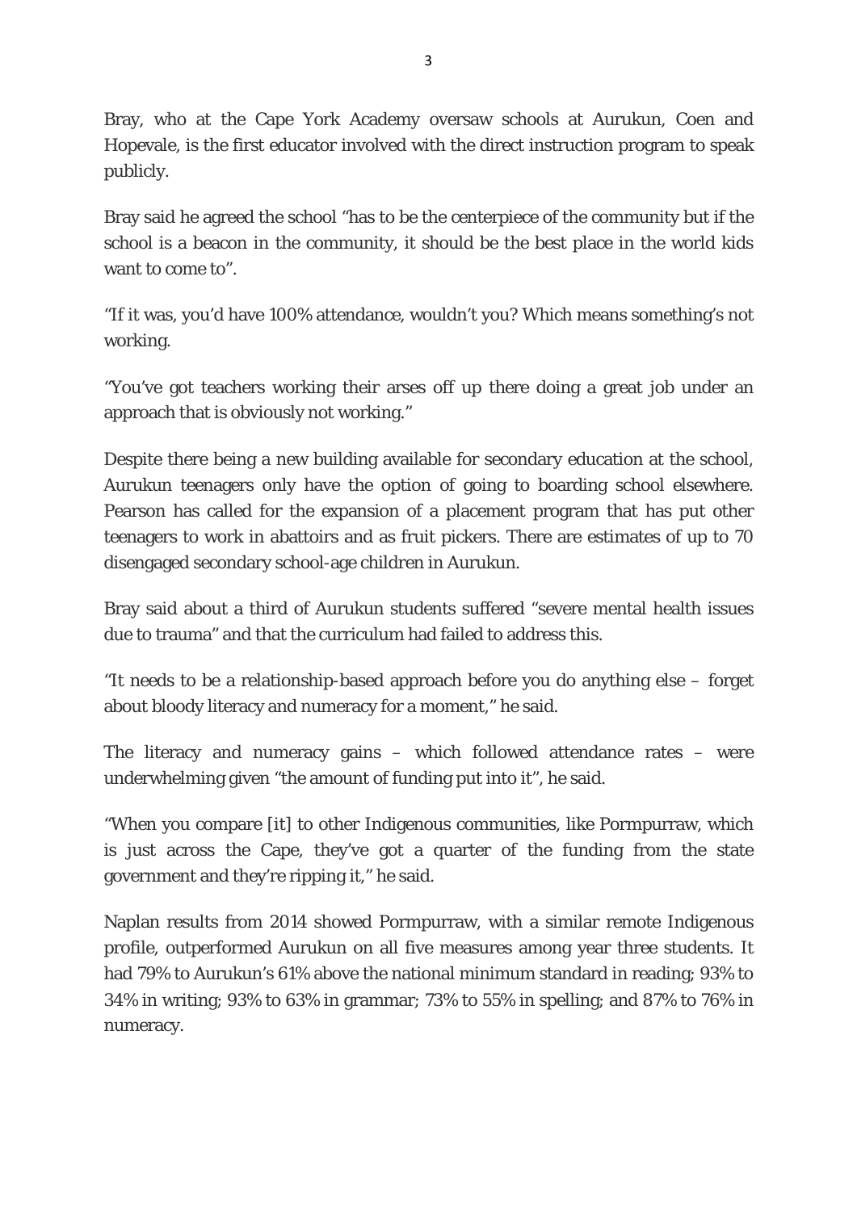Bray, who at the Cape York Academy oversaw schools at Aurukun, Coen and Hopevale, is the first educator involved with the direct instruction program to speak publicly.

Bray said he agreed the school "has to be the centerpiece of the community but if the school is a beacon in the community, it should be the best place in the world kids want to come to".

"If it was, you'd have 100% attendance, wouldn't you? Which means something's not working.

"You've got teachers working their arses off up there doing a great job under an approach that is obviously not working."

Despite there being a new building available for secondary education at the school, Aurukun teenagers only have the option of going to boarding school elsewhere. Pearson has called for the expansion of a placement program that has put other teenagers to work in abattoirs and as fruit pickers. There are estimates of up to 70 disengaged secondary school-age children in Aurukun.

Bray said about a third of Aurukun students suffered "severe mental health issues due to trauma" and that the curriculum had failed to address this.

"It needs to be a relationship-based approach before you do anything else – forget about bloody literacy and numeracy for a moment," he said.

The literacy and numeracy gains – which followed attendance rates – were underwhelming given "the amount of funding put into it", he said.

"When you compare [it] to other Indigenous communities, like Pormpurraw, which is just across the Cape, they've got a quarter of the funding from the state government and they're ripping it," he said.

Naplan results from 2014 showed Pormpurraw, with a similar remote Indigenous profile, outperformed Aurukun on all five measures among year three students. It had 79% to Aurukun's 61% above the national minimum standard in reading; 93% to 34% in writing; 93% to 63% in grammar; 73% to 55% in spelling; and 87% to 76% in numeracy.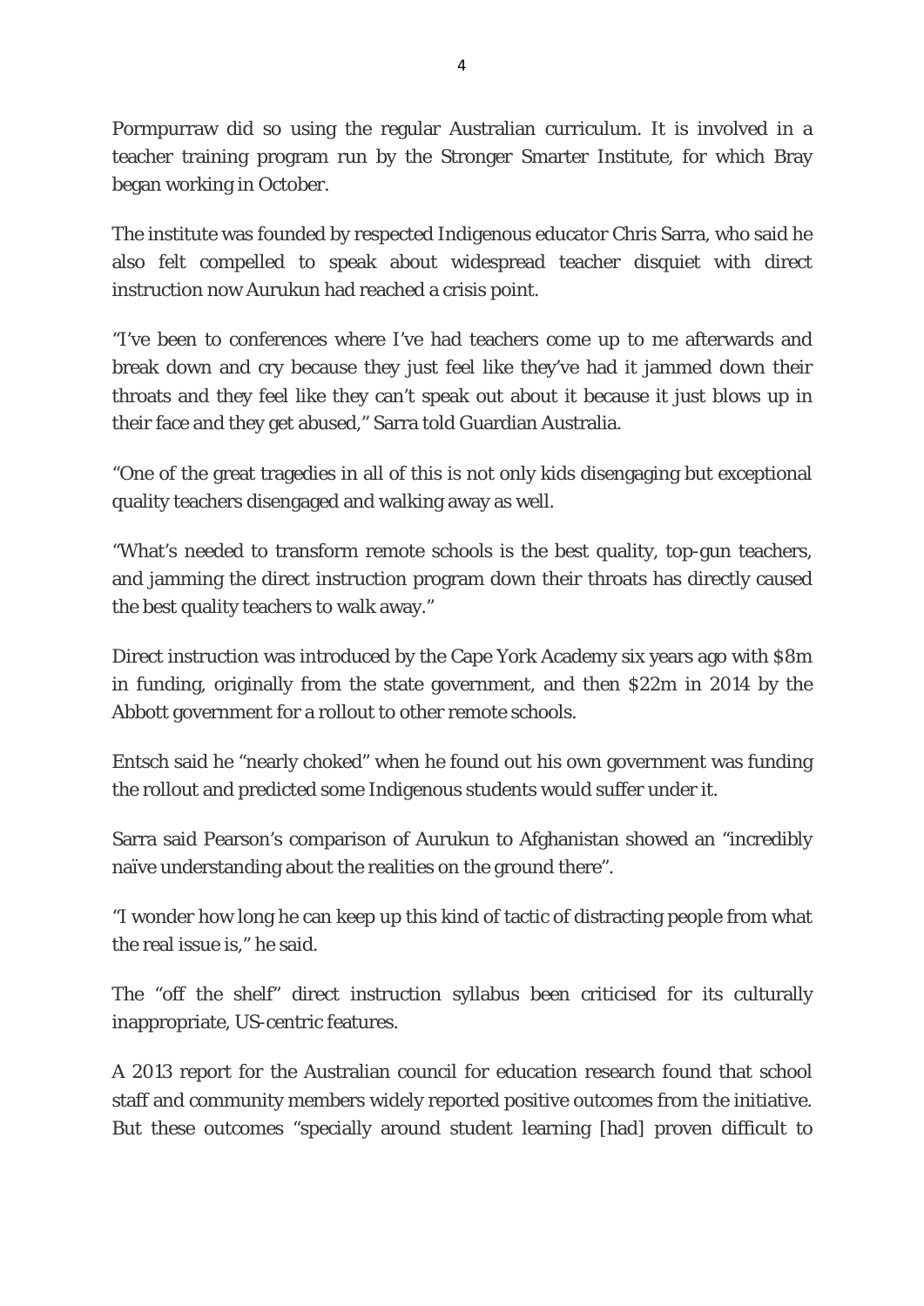Pormpurraw did so using the regular Australian curriculum. It is involved in a teacher training program run by the Stronger Smarter Institute, for which Bray began working in October.

The institute was founded by respected Indigenous educator Chris Sarra, who said he also felt compelled to speak about widespread teacher disquiet with direct instruction now Aurukun had reached a crisis point.

"I've been to conferences where I've had teachers come up to me afterwards and break down and cry because they just feel like they've had it jammed down their throats and they feel like they can't speak out about it because it just blows up in their face and they get abused," Sarra told Guardian Australia.

"One of the great tragedies in all of this is not only kids disengaging but exceptional quality teachers disengaged and walking away as well.

"What's needed to transform remote schools is the best quality, top-gun teachers, and jamming the direct instruction program down their throats has directly caused the best quality teachers to walk away."

Direct instruction was introduced by the Cape York Academy six years ago with $8m in funding, originally from the state government, and then $22m in 2014 by the Abbott government for a rollout to other remote schools.

Entsch said he "nearly choked" when he found out his own government was funding the rollout and predicted some Indigenous students would suffer under it.

Sarra said Pearson's comparison of Aurukun to Afghanistan showed an "incredibly naïve understanding about the realities on the ground there".

"I wonder how long he can keep up this kind of tactic of distracting people from what the real issue is," he said.

The "off the shelf" direct instruction syllabus been criticised for its culturally inappropriate, US-centric features.

A 2013 report for the Australian council for education research found that school staff and community members widely reported positive outcomes from the initiative. But these outcomes "specially around student learning [had] proven difficult to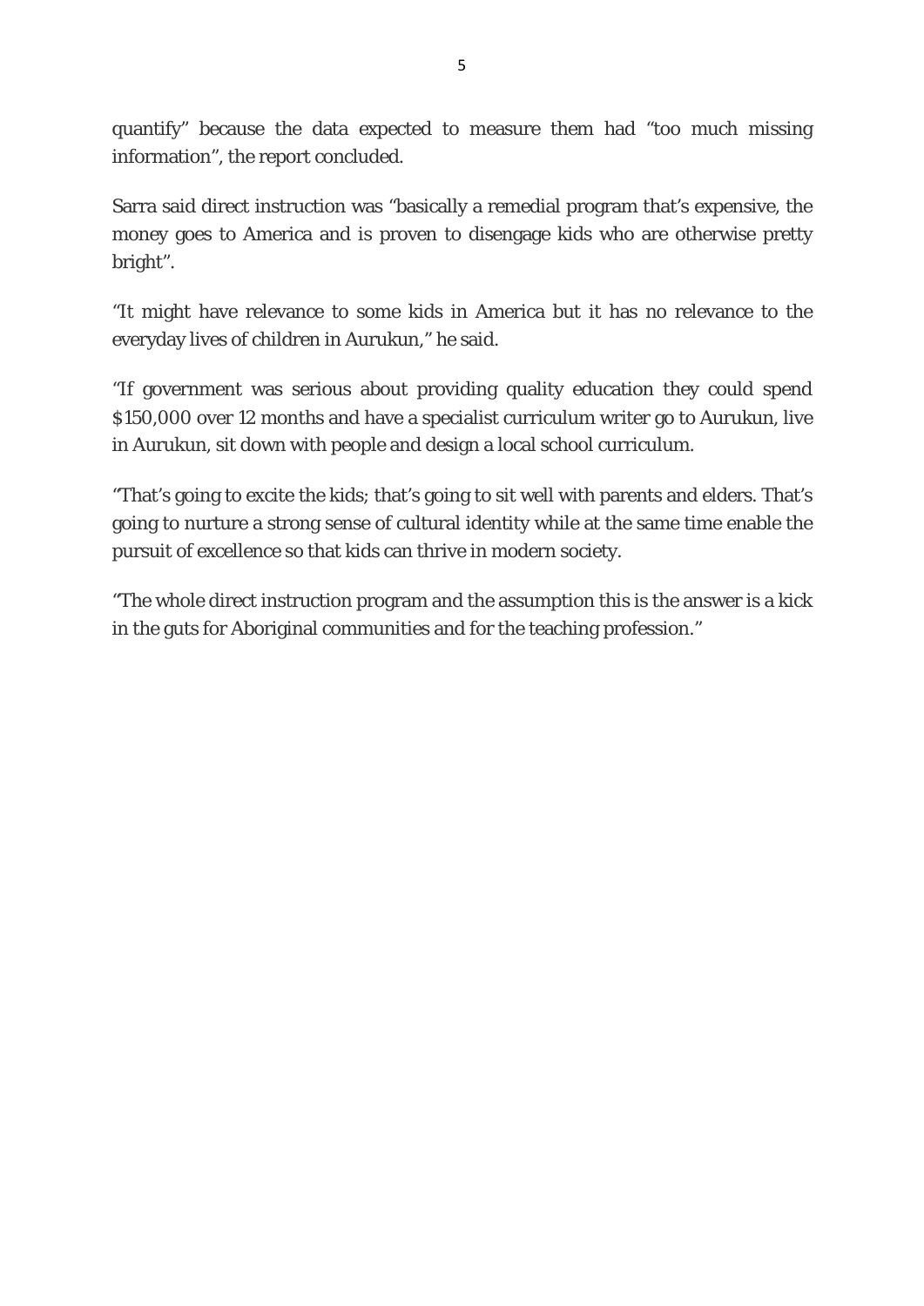quantify" because the data expected to measure them had "too much missing information", the report concluded.

Sarra said direct instruction was "basically a remedial program that's expensive, the money goes to America and is proven to disengage kids who are otherwise pretty bright".

"It might have relevance to some kids in America but it has no relevance to the everyday lives of children in Aurukun," he said.

"If government was serious about providing quality education they could spend $150,000 over 12 months and have a specialist curriculum writer go to Aurukun, live in Aurukun, sit down with people and design a local school curriculum.

"That's going to excite the kids; that's going to sit well with parents and elders. That's going to nurture a strong sense of cultural identity while at the same time enable the pursuit of excellence so that kids can thrive in modern society.

"The whole direct instruction program and the assumption this is the answer is a kick in the guts for Aboriginal communities and for the teaching profession."